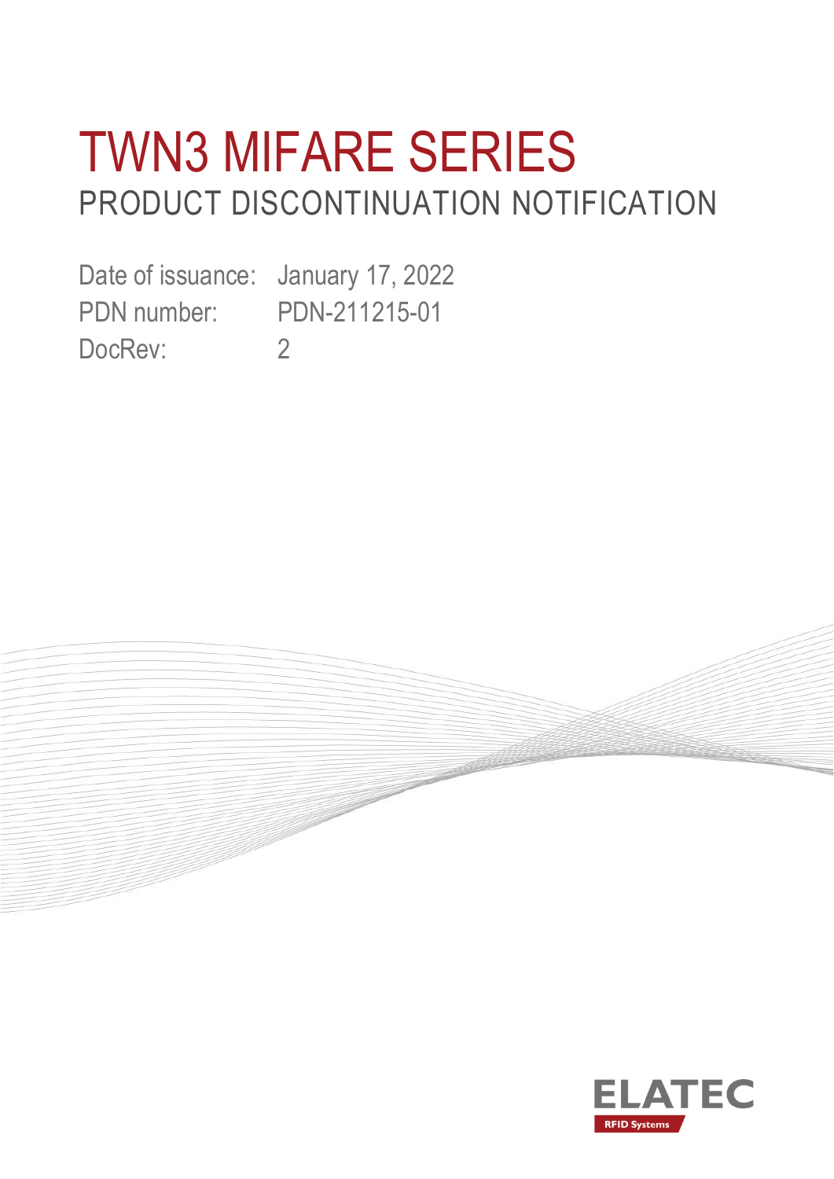# TWN3 MIFARE SERIES

## PRODUCT DISCONTINUATION NOTIFICATION

Date of issuance: January 17, 2022
PDN number: PDN-211215-01
DocRev: 2

ELATEC
RFID Systems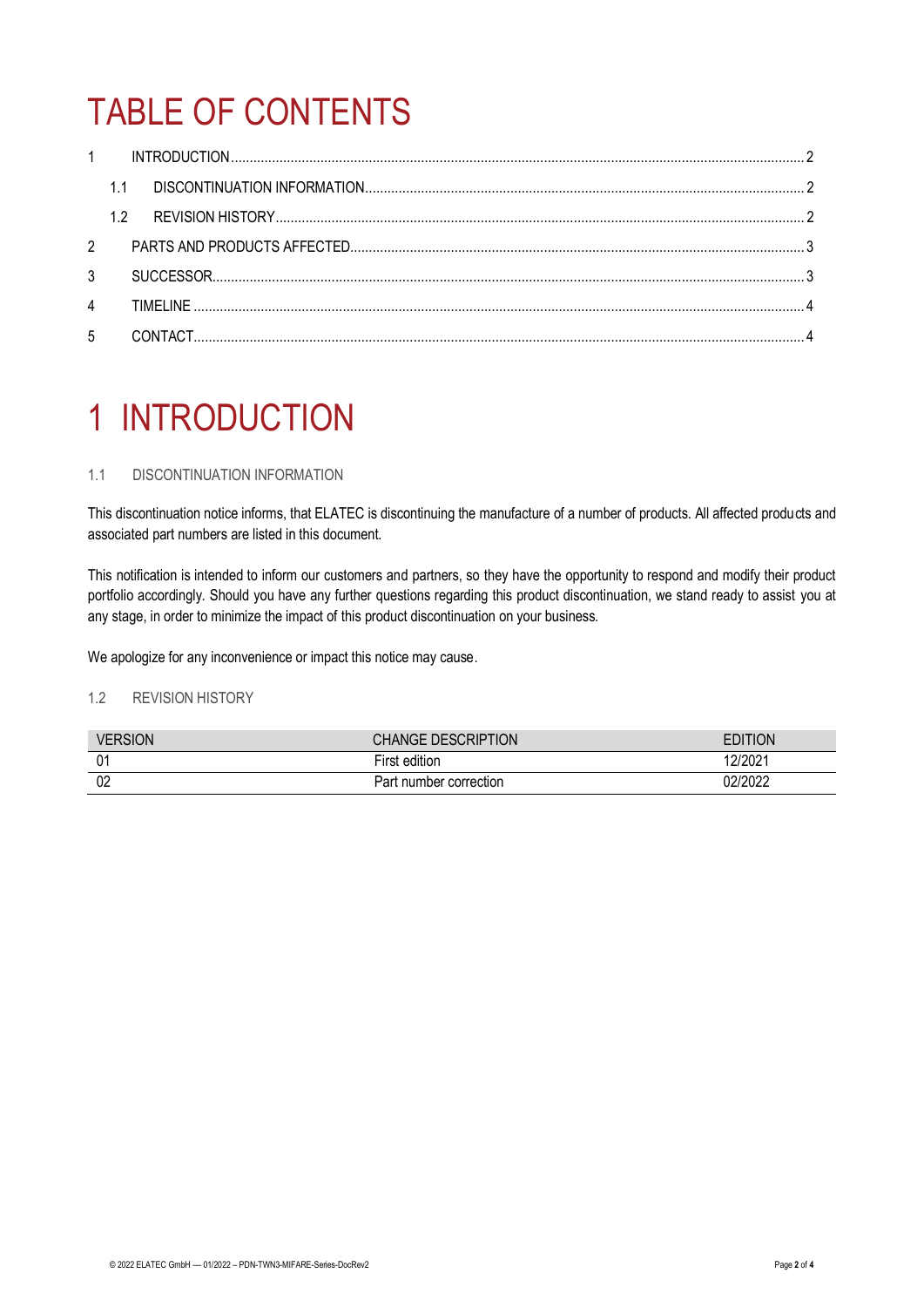# TABLE OF CONTENTS

1 INTRODUCTION ........ 2
  1.1 DISCONTINUATION INFORMATION ........ 2
  1.2 REVISION HISTORY ........ 2
2 PARTS AND PRODUCTS AFFECTED ........ 3
3 SUCCESSOR ........ 3
4 TIMELINE ........ 4
5 CONTACT ........ 4

# 1 INTRODUCTION

## 1.1 DISCONTINUATION INFORMATION

This discontinuation notice informs, that ELATEC is discontinuing the manufacture of a number of products. All affected products and associated part numbers are listed in this document.

This notification is intended to inform our customers and partners, so they have the opportunity to respond and modify their product portfolio accordingly. Should you have any further questions regarding this product discontinuation, we stand ready to assist you at any stage, in order to minimize the impact of this product discontinuation on your business.

We apologize for any inconvenience or impact this notice may cause.

## 1.2 REVISION HISTORY

| VERSION | CHANGE DESCRIPTION | EDITION |
|---|---|---|
| 01 | First edition | 12/2021 |
| 02 | Part number correction | 02/2022 |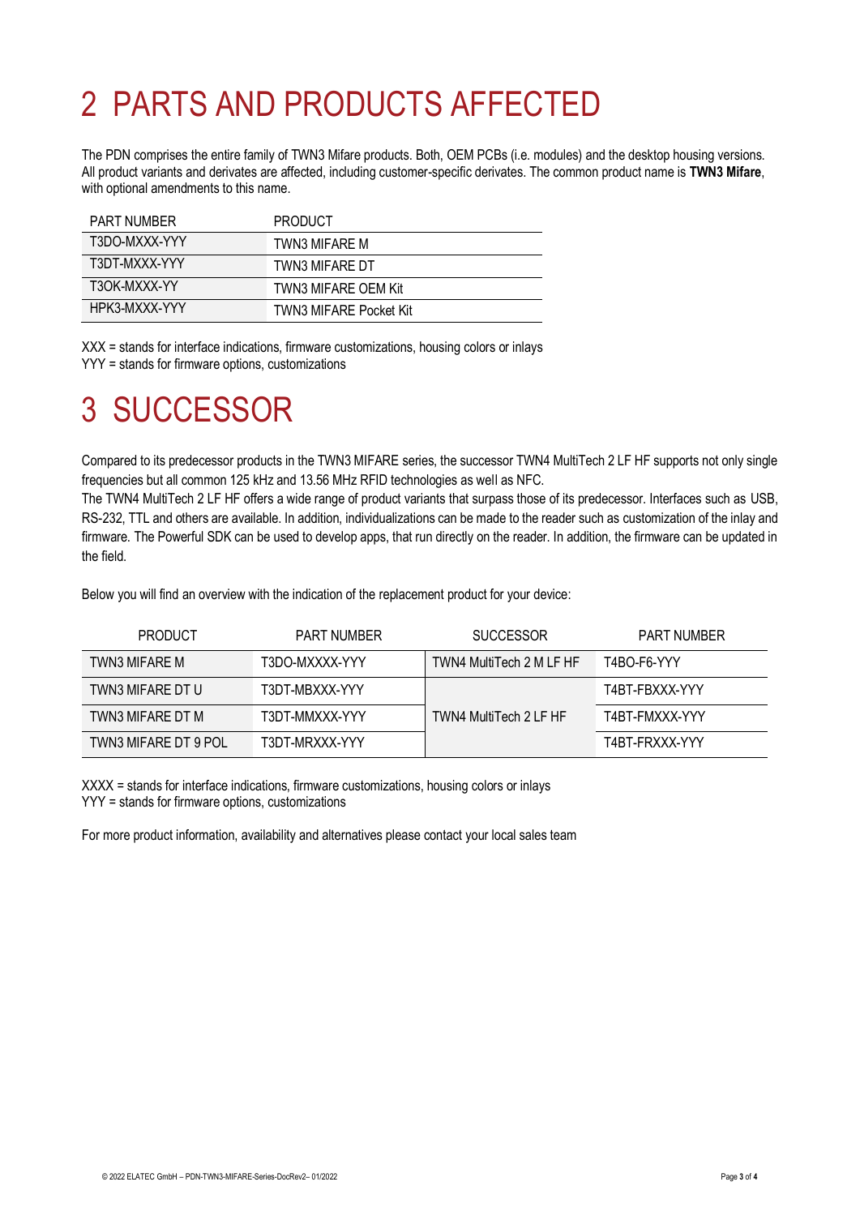# 2 PARTS AND PRODUCTS AFFECTED

The PDN comprises the entire family of TWN3 Mifare products. Both, OEM PCBs (i.e. modules) and the desktop housing versions. All product variants and derivates are affected, including customer-specific derivates. The common product name is **TWN3 Mifare**, with optional amendments to this name.

| PART NUMBER | PRODUCT |
|---|---|
| T3DO-MXXX-YYY | TWN3 MIFARE M |
| T3DT-MXXX-YYY | TWN3 MIFARE DT |
| T3OK-MXXX-YY | TWN3 MIFARE OEM Kit |
| HPK3-MXXX-YYY | TWN3 MIFARE Pocket Kit |

XXX = stands for interface indications, firmware customizations, housing colors or inlays
YYY = stands for firmware options, customizations

# 3 SUCCESSOR

Compared to its predecessor products in the TWN3 MIFARE series, the successor TWN4 MultiTech 2 LF HF supports not only single frequencies but all common 125 kHz and 13.56 MHz RFID technologies as well as NFC.
The TWN4 MultiTech 2 LF HF offers a wide range of product variants that surpass those of its predecessor. Interfaces such as USB, RS-232, TTL and others are available. In addition, individualizations can be made to the reader such as customization of the inlay and firmware. The Powerful SDK can be used to develop apps, that run directly on the reader. In addition, the firmware can be updated in the field.

Below you will find an overview with the indication of the replacement product for your device:

| PRODUCT | PART NUMBER | SUCCESSOR | PART NUMBER |
|---|---|---|---|
| TWN3 MIFARE M | T3DO-MXXXX-YYY | TWN4 MultiTech 2 M LF HF | T4BO-F6-YYY |
| TWN3 MIFARE DT U | T3DT-MBXXX-YYY | TWN4 MultiTech 2 LF HF | T4BT-FBXXX-YYY |
| TWN3 MIFARE DT M | T3DT-MMXXX-YYY | | T4BT-FMXXX-YYY |
| TWN3 MIFARE DT 9 POL | T3DT-MRXXX-YYY | | T4BT-FRXXX-YYY |

XXXX = stands for interface indications, firmware customizations, housing colors or inlays
YYY = stands for firmware options, customizations

For more product information, availability and alternatives please contact your local sales team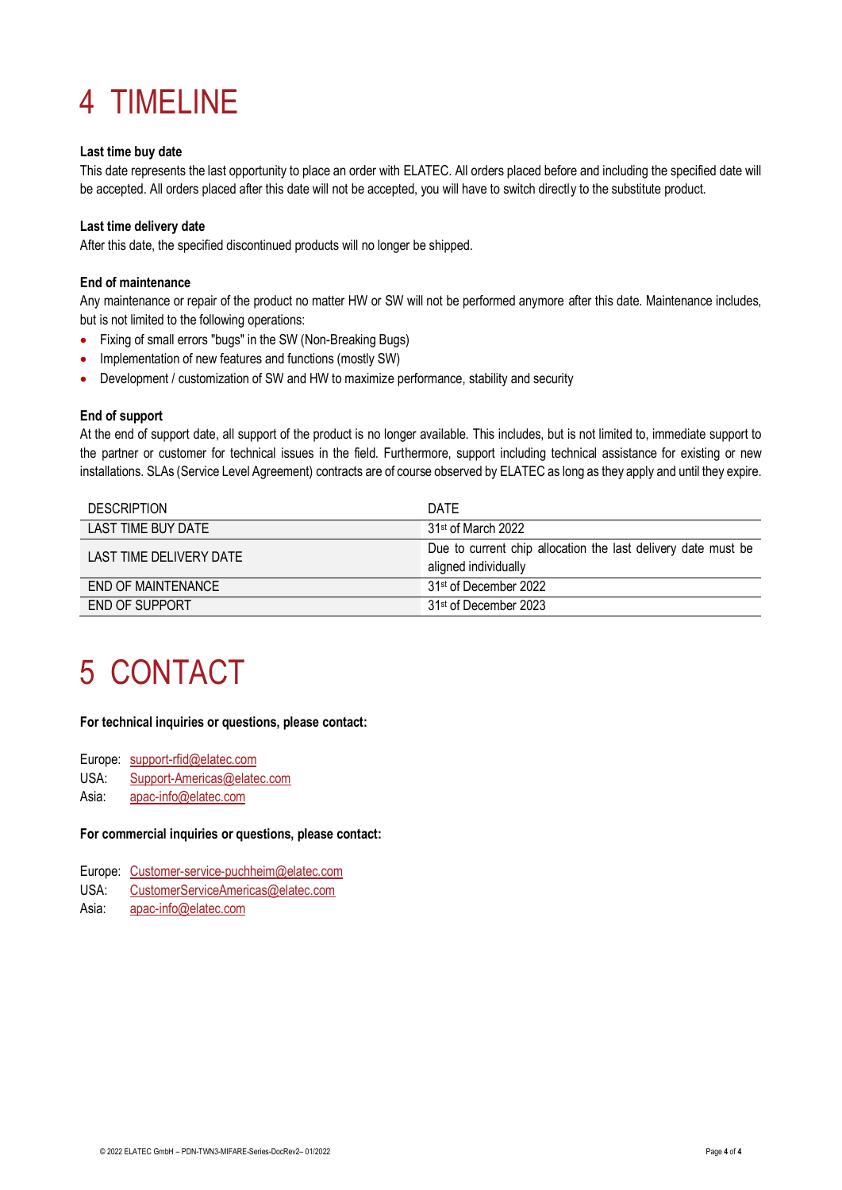# 4 TIMELINE

**Last time buy date**

This date represents the last opportunity to place an order with ELATEC. All orders placed before and including the specified date will be accepted. All orders placed after this date will not be accepted, you will have to switch directly to the substitute product.

**Last time delivery date**

After this date, the specified discontinued products will no longer be shipped.

**End of maintenance**

Any maintenance or repair of the product no matter HW or SW will not be performed anymore after this date. Maintenance includes, but is not limited to the following operations:

- Fixing of small errors "bugs" in the SW (Non-Breaking Bugs)
- Implementation of new features and functions (mostly SW)
- Development / customization of SW and HW to maximize performance, stability and security

**End of support**

At the end of support date, all support of the product is no longer available. This includes, but is not limited to, immediate support to the partner or customer for technical issues in the field. Furthermore, support including technical assistance for existing or new installations. SLAs (Service Level Agreement) contracts are of course observed by ELATEC as long as they apply and until they expire.

| DESCRIPTION | DATE |
| --- | --- |
| LAST TIME BUY DATE | 31st of March 2022 |
| LAST TIME DELIVERY DATE | Due to current chip allocation the last delivery date must be aligned individually |
| END OF MAINTENANCE | 31st of December 2022 |
| END OF SUPPORT | 31st of December 2023 |

# 5 CONTACT

**For technical inquiries or questions, please contact:**

Europe: support-rfid@elatec.com
USA: Support-Americas@elatec.com
Asia: apac-info@elatec.com

**For commercial inquiries or questions, please contact:**

Europe: Customer-service-puchheim@elatec.com
USA: CustomerServiceAmericas@elatec.com
Asia: apac-info@elatec.com

© 2022 ELATEC GmbH – PDN-TWN3-MIFARE-Series-DocRev2– 01/2022